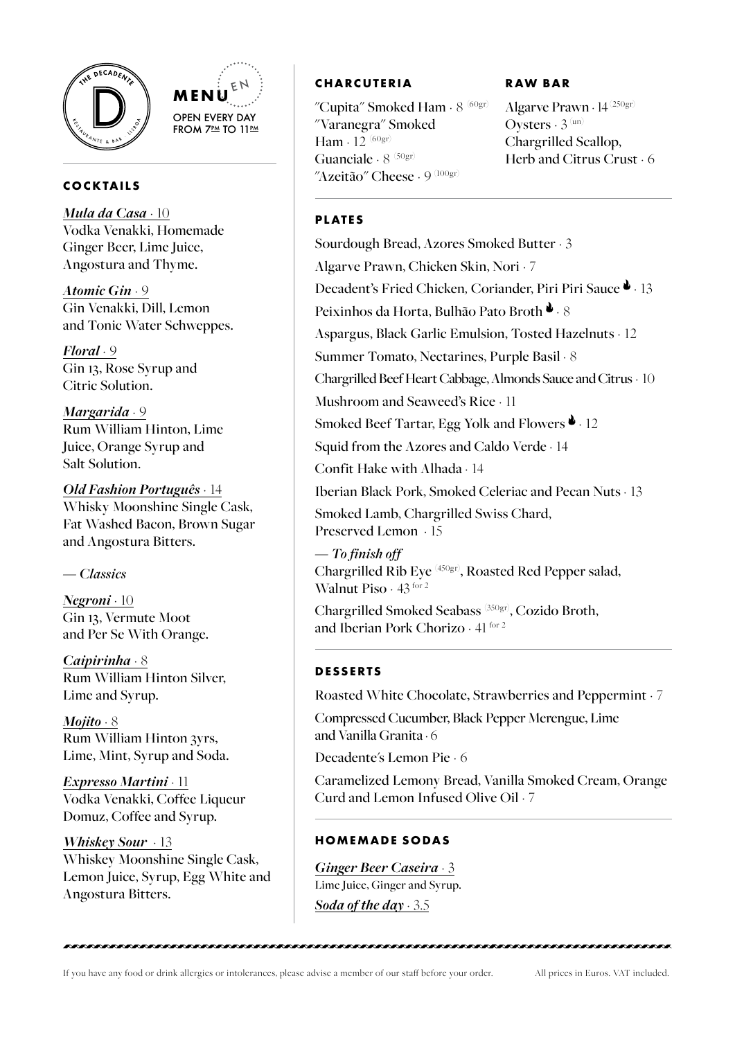THE DECADENTE
D
RESTAURANTE & BAR · LISBOA

# MENU EN

OPEN EVERY DAY FROM 7PM TO 11PM

## COCKTAILS

***Mula da Casa*** · 10
Vodka Venakki, Homemade Ginger Beer, Lime Juice, Angostura and Thyme.

***Atomic Gin*** · 9
Gin Venakki, Dill, Lemon and Tonic Water Schweppes.

***Floral*** · 9
Gin 13, Rose Syrup and Citric Solution.

***Margarida*** · 9
Rum William Hinton, Lime Juice, Orange Syrup and Salt Solution.

***Old Fashion Português*** · 14
Whisky Moonshine Single Cask, Fat Washed Bacon, Brown Sugar and Angostura Bitters.

*— Classics*

***Negroni*** · 10
Gin 13, Vermute Moot and Per Se With Orange.

***Caipirinha*** · 8
Rum William Hinton Silver, Lime and Syrup.

***Mojito*** · 8
Rum William Hinton 3yrs, Lime, Mint, Syrup and Soda.

***Expresso Martini*** · 11
Vodka Venakki, Coffee Liqueur Domuz, Coffee and Syrup.

***Whiskey Sour*** · 13
Whiskey Moonshine Single Cask, Lemon Juice, Syrup, Egg White and Angostura Bitters.

## CHARCUTERIA

"Cupita" Smoked Ham · 8 (60gr)
"Varanegra" Smoked Ham · 12 (60gr)
Guanciale · 8 (50gr)
"Azeitão" Cheese · 9 (100gr)

## RAW BAR

Algarve Prawn · 14 (250gr)
Oysters · 3 (un)
Chargrilled Scallop, Herb and Citrus Crust · 6

## PLATES

Sourdough Bread, Azores Smoked Butter · 3

Algarve Prawn, Chicken Skin, Nori · 7

Decadent's Fried Chicken, Coriander, Piri Piri Sauce 🔥 · 13

Peixinhos da Horta, Bulhão Pato Broth 🔥 · 8

Aspargus, Black Garlic Emulsion, Tosted Hazelnuts · 12

Summer Tomato, Nectarines, Purple Basil · 8

Chargrilled Beef Heart Cabbage, Almonds Sauce and Citrus · 10

Mushroom and Seaweed's Rice · 11

Smoked Beef Tartar, Egg Yolk and Flowers 🔥 · 12

Squid from the Azores and Caldo Verde · 14

Confit Hake with Alhada · 14

Iberian Black Pork, Smoked Celeriac and Pecan Nuts · 13

Smoked Lamb, Chargrilled Swiss Chard, Preserved Lemon · 15

*— To finish off*

Chargrilled Rib Eye (450gr), Roasted Red Pepper salad, Walnut Piso · 43 for 2

Chargrilled Smoked Seabass (350gr), Cozido Broth, and Iberian Pork Chorizo · 41 for 2

## DESSERTS

Roasted White Chocolate, Strawberries and Peppermint · 7

Compressed Cucumber, Black Pepper Merengue, Lime and Vanilla Granita · 6

Decadente's Lemon Pie · 6

Caramelized Lemony Bread, Vanilla Smoked Cream, Orange Curd and Lemon Infused Olive Oil · 7

## HOMEMADE SODAS

***Ginger Beer Caseira*** · 3
Lime Juice, Ginger and Syrup.

***Soda of the day*** · 3.5

If you have any food or drink allergies or intolerances, please advise a member of our staff before your order.

All prices in Euros. VAT included.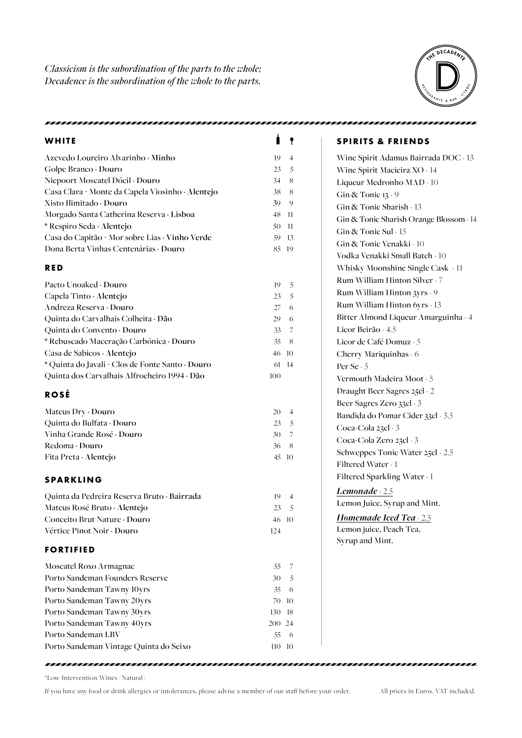*Classicism is the subordination of the parts to the whole;*
*Decadence is the subordination of the whole to the parts.*

THE DECADENTE
RESTAURANTE & BAR · LISBOA

## WHITE

| | Bottle | Glass |
|---|---|---|
| Azevedo Loureiro Alvarinho · **Minho** | 19 | 4 |
| Golpe Branco · **Douro** | 23 | 5 |
| Niepoort Moscatel Dócil · **Douro** | 34 | 8 |
| Casa Clara - Monte da Capela Viosinho · **Alentejo** | 38 | 8 |
| Xisto Ilimitado · **Douro** | 39 | 9 |
| Morgado Santa Catherina Reserva · **Lisboa** | 48 | 11 |
| * Respiro Seda · **Alentejo** | 50 | 11 |
| Casa do Capitão - Mor sobre Lias · **Vinho Verde** | 59 | 13 |
| Dona Berta Vinhas Centenárias · **Douro** | 85 | 19 |

## RED

| | | |
|---|---|---|
| Pacto Unoaked · **Douro** | 19 | 5 |
| Capela Tinto · **Alentejo** | 23 | 5 |
| Andreza Reserva · **Douro** | 27 | 6 |
| Quinta do Carvalhais Colheita · **Dão** | 29 | 6 |
| Quinta do Convento · **Douro** | 33 | 7 |
| * Rebuscado Maceração Carbónica · **Douro** | 35 | 8 |
| Casa de Sabicos · **Alentejo** | 46 | 10 |
| * Quinta do Javali - Clos de Fonte Santo · **Douro** | 61 | 14 |
| Quinta dos Carvalhais Alfrocheiro 1994 · **Dão** | 100 | |

## ROSÉ

| | | |
|---|---|---|
| Mateus Dry · **Douro** | 20 | 4 |
| Quinta do Bulfata · **Douro** | 23 | 5 |
| Vinha Grande Rosé · **Douro** | 30 | 7 |
| Redoma · **Douro** | 36 | 8 |
| Fita Preta · **Alentejo** | 45 | 10 |

## SPARKLING

| | | |
|---|---|---|
| Quinta da Pedreira Reserva Bruto · **Bairrada** | 19 | 4 |
| Mateus Rosé Bruto · **Alentejo** | 23 | 5 |
| Conceito Brut Nature · **Douro** | 46 | 10 |
| Vértice Pinot Noir · **Douro** | 124 | |

## FORTIFIED

| | | |
|---|---|---|
| Moscatel Roxo Armagnac | 55 | 7 |
| Porto Sandeman Founders Reserve | 30 | 5 |
| Porto Sandeman Tawny 10yrs | 35 | 6 |
| Porto Sandeman Tawny 20yrs | 70 | 10 |
| Porto Sandeman Tawny 30yrs | 130 | 18 |
| Porto Sandeman Tawny 40yrs | 200 | 24 |
| Porto Sandeman LBV | 55 | 6 |
| Porto Sandeman Vintage Quinta do Seixo | 110 | 10 |

## SPIRITS & FRIENDS

Wine Spirit Adamus Bairrada DOC · 13
Wine Spirit Macieira XO · 14
Liqueur Medronho MAD · 10
Gin & Tonic 13 · 9
Gin & Tonic Sharish · 13
Gin & Tonic Sharish Orange Blossom · 14
Gin & Tonic Sul · 15
Gin & Tonic Venakki · 10
Vodka Venakki Small Batch · 10
Whisky Moonshine Single Cask · 11
Rum William Hinton Silver · 7
Rum William Hinton 3yrs · 9
Rum William Hinton 6yrs · 13
Bitter Almond Liqueur Amarguinha · 4
Licor Beirão · 4.5
Licor de Café Domuz · 5
Cherry Mariquinhas · 6
Per Se · 5
Vermouth Madeira Moot · 5
Draught Beer Sagres 25cl · 2
Beer Sagres Zero 33cl · 3
Bandida do Pomar Cider 33cl · 3.5
Coca-Cola 23cl · 3
Coca-Cola Zero 23cl · 3
Schweppes Tonic Water 25cl · 2.5
Filtered Water · 1
Filtered Sparkling Water · 1

***Lemonade*** · 2.5
Lemon Juice, Syrup and Mint.

***Homemade Iced Tea*** · 2.5
Lemon juice, Peach Tea, Syrup and Mint.

*Low Intervention Wines (Natural)

If you have any food or drink allergies or intolerances, please advise a member of our staff before your order. All prices in Euros. VAT included.